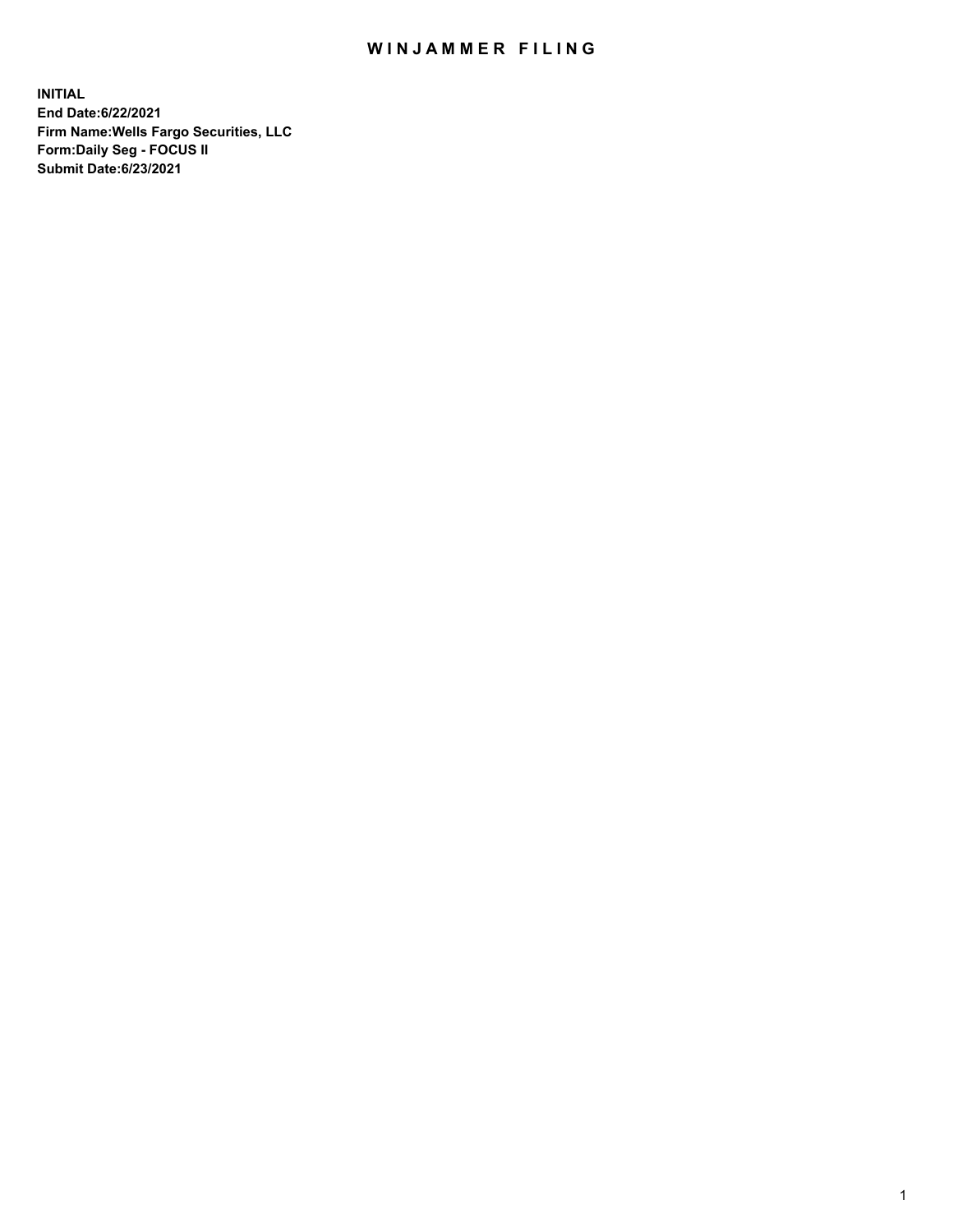# WINJAMMER FILING

**INITIAL**
**End Date:6/22/2021**
**Firm Name:Wells Fargo Securities, LLC**
**Form:Daily Seg - FOCUS II**
**Submit Date:6/23/2021**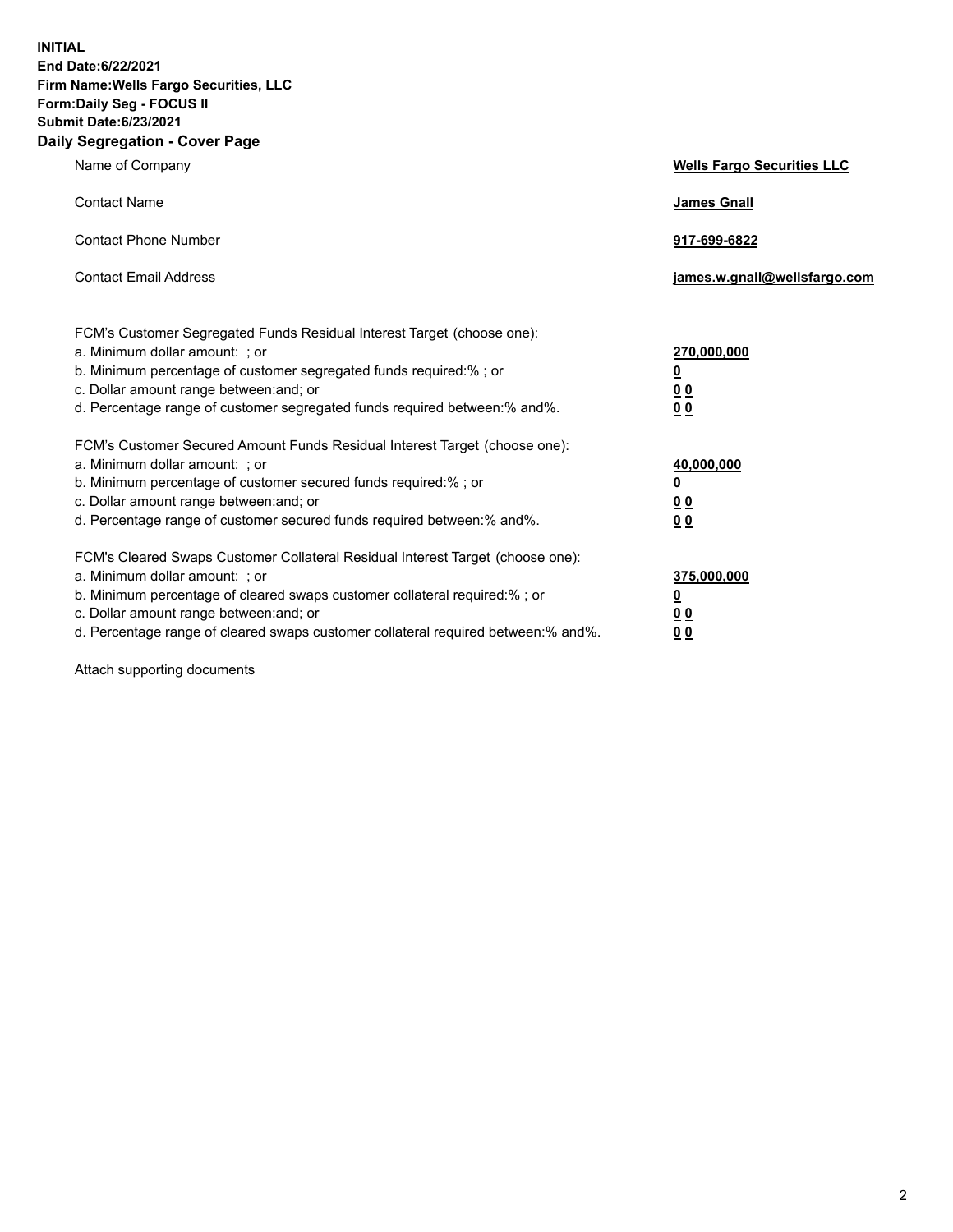**INITIAL**
**End Date:6/22/2021**
**Firm Name:Wells Fargo Securities, LLC**
**Form:Daily Seg - FOCUS II**
**Submit Date:6/23/2021**

## Daily Segregation - Cover Page

| | |
|---|---|
| Name of Company | **Wells Fargo Securities LLC** |
| Contact Name | **James Gnall** |
| Contact Phone Number | **917-699-6822** |
| Contact Email Address | **james.w.gnall@wellsfargo.com** |

FCM's Customer Segregated Funds Residual Interest Target (choose one):

| | |
|---|---|
| a. Minimum dollar amount: ; or | **270,000,000** |
| b. Minimum percentage of customer segregated funds required:% ; or | **0** |
| c. Dollar amount range between:and; or | **0 0** |
| d. Percentage range of customer segregated funds required between:% and%. | **0 0** |

FCM's Customer Secured Amount Funds Residual Interest Target (choose one):

| | |
|---|---|
| a. Minimum dollar amount: ; or | **40,000,000** |
| b. Minimum percentage of customer secured funds required:% ; or | **0** |
| c. Dollar amount range between:and; or | **0 0** |
| d. Percentage range of customer secured funds required between:% and%. | **0 0** |

FCM's Cleared Swaps Customer Collateral Residual Interest Target (choose one):

| | |
|---|---|
| a. Minimum dollar amount: ; or | **375,000,000** |
| b. Minimum percentage of cleared swaps customer collateral required:% ; or | **0** |
| c. Dollar amount range between:and; or | **0 0** |
| d. Percentage range of cleared swaps customer collateral required between:% and%. | **0 0** |

Attach supporting documents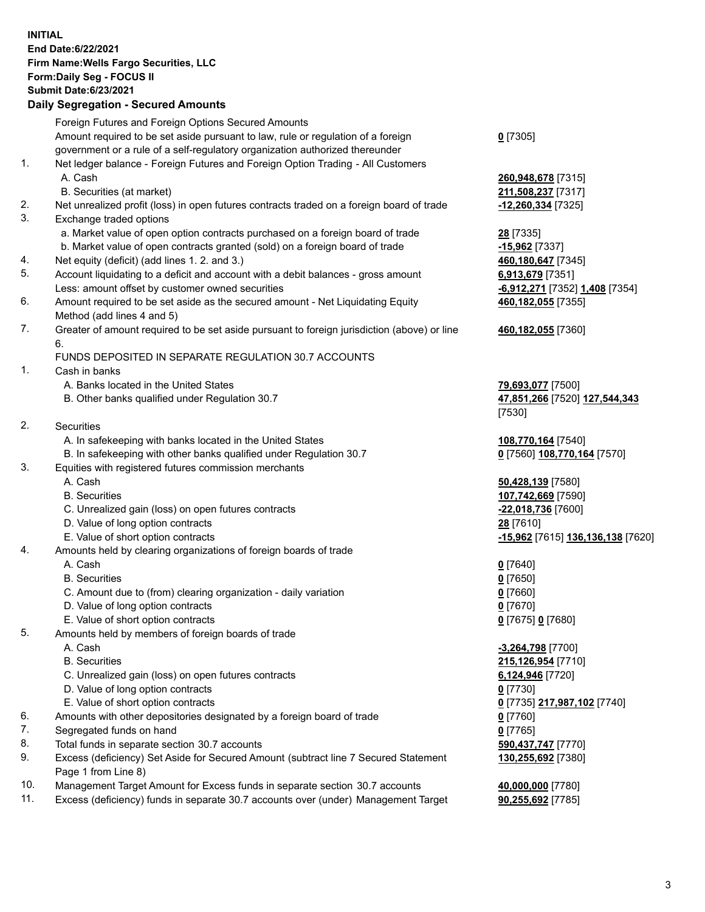**INITIAL**
**End Date:6/22/2021**
**Firm Name:Wells Fargo Securities, LLC**
**Form:Daily Seg - FOCUS II**
**Submit Date:6/23/2021**

## Daily Segregation - Secured Amounts

| | | |
|---|---|---|
| | Foreign Futures and Foreign Options Secured Amounts | |
| | Amount required to be set aside pursuant to law, rule or regulation of a foreign government or a rule of a self-regulatory organization authorized thereunder | **0** [7305] |
| 1. | Net ledger balance - Foreign Futures and Foreign Option Trading - All Customers | |
| | A. Cash | **260,948,678** [7315] |
| | B. Securities (at market) | **211,508,237** [7317] |
| 2. | Net unrealized profit (loss) in open futures contracts traded on a foreign board of trade | **-12,260,334** [7325] |
| 3. | Exchange traded options | |
| | a. Market value of open option contracts purchased on a foreign board of trade | **28** [7335] |
| | b. Market value of open contracts granted (sold) on a foreign board of trade | **-15,962** [7337] |
| 4. | Net equity (deficit) (add lines 1. 2. and 3.) | **460,180,647** [7345] |
| 5. | Account liquidating to a deficit and account with a debit balances - gross amount | **6,913,679** [7351] |
| | Less: amount offset by customer owned securities | **-6,912,271** [7352] **1,408** [7354] |
| 6. | Amount required to be set aside as the secured amount - Net Liquidating Equity Method (add lines 4 and 5) | **460,182,055** [7355] |
| 7. | Greater of amount required to be set aside pursuant to foreign jurisdiction (above) or line 6. | **460,182,055** [7360] |
| | FUNDS DEPOSITED IN SEPARATE REGULATION 30.7 ACCOUNTS | |
| 1. | Cash in banks | |
| | A. Banks located in the United States | **79,693,077** [7500] |
| | B. Other banks qualified under Regulation 30.7 | **47,851,266** [7520] **127,544,343** [7530] |
| 2. | Securities | |
| | A. In safekeeping with banks located in the United States | **108,770,164** [7540] |
| | B. In safekeeping with other banks qualified under Regulation 30.7 | **0** [7560] **108,770,164** [7570] |
| 3. | Equities with registered futures commission merchants | |
| | A. Cash | **50,428,139** [7580] |
| | B. Securities | **107,742,669** [7590] |
| | C. Unrealized gain (loss) on open futures contracts | **-22,018,736** [7600] |
| | D. Value of long option contracts | **28** [7610] |
| | E. Value of short option contracts | **-15,962** [7615] **136,136,138** [7620] |
| 4. | Amounts held by clearing organizations of foreign boards of trade | |
| | A. Cash | **0** [7640] |
| | B. Securities | **0** [7650] |
| | C. Amount due to (from) clearing organization - daily variation | **0** [7660] |
| | D. Value of long option contracts | **0** [7670] |
| | E. Value of short option contracts | **0** [7675] **0** [7680] |
| 5. | Amounts held by members of foreign boards of trade | |
| | A. Cash | **-3,264,798** [7700] |
| | B. Securities | **215,126,954** [7710] |
| | C. Unrealized gain (loss) on open futures contracts | **6,124,946** [7720] |
| | D. Value of long option contracts | **0** [7730] |
| | E. Value of short option contracts | **0** [7735] **217,987,102** [7740] |
| 6. | Amounts with other depositories designated by a foreign board of trade | **0** [7760] |
| 7. | Segregated funds on hand | **0** [7765] |
| 8. | Total funds in separate section 30.7 accounts | **590,437,747** [7770] |
| 9. | Excess (deficiency) Set Aside for Secured Amount (subtract line 7 Secured Statement Page 1 from Line 8) | **130,255,692** [7380] |
| 10. | Management Target Amount for Excess funds in separate section 30.7 accounts | **40,000,000** [7780] |
| 11. | Excess (deficiency) funds in separate 30.7 accounts over (under) Management Target | **90,255,692** [7785] |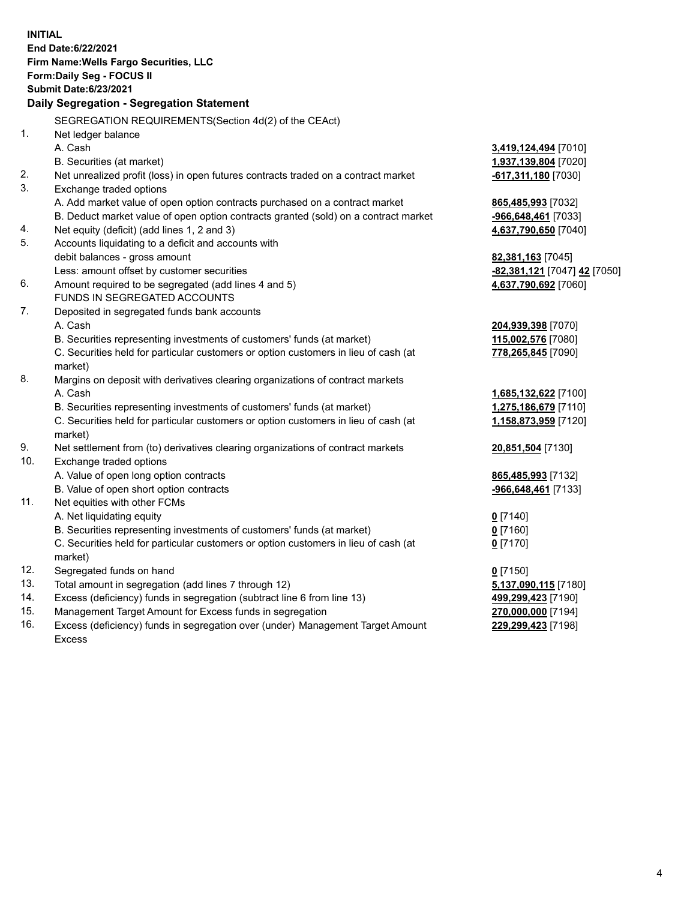**INITIAL**
**End Date:6/22/2021**
**Firm Name:Wells Fargo Securities, LLC**
**Form:Daily Seg - FOCUS II**
**Submit Date:6/23/2021**

## Daily Segregation - Segregation Statement

SEGREGATION REQUIREMENTS(Section 4d(2) of the CEAct)

| | | |
|---|---|---|
| 1. | Net ledger balance | |
| | A. Cash | **3,419,124,494** [7010] |
| | B. Securities (at market) | **1,937,139,804** [7020] |
| 2. | Net unrealized profit (loss) in open futures contracts traded on a contract market | **-617,311,180** [7030] |
| 3. | Exchange traded options | |
| | A. Add market value of open option contracts purchased on a contract market | **865,485,993** [7032] |
| | B. Deduct market value of open option contracts granted (sold) on a contract market | **-966,648,461** [7033] |
| 4. | Net equity (deficit) (add lines 1, 2 and 3) | **4,637,790,650** [7040] |
| 5. | Accounts liquidating to a deficit and accounts with debit balances - gross amount | **82,381,163** [7045] |
| | Less: amount offset by customer securities | **-82,381,121** [7047] **42** [7050] |
| 6. | Amount required to be segregated (add lines 4 and 5) | **4,637,790,692** [7060] |
| | FUNDS IN SEGREGATED ACCOUNTS | |
| 7. | Deposited in segregated funds bank accounts | |
| | A. Cash | **204,939,398** [7070] |
| | B. Securities representing investments of customers' funds (at market) | **115,002,576** [7080] |
| | C. Securities held for particular customers or option customers in lieu of cash (at market) | **778,265,845** [7090] |
| 8. | Margins on deposit with derivatives clearing organizations of contract markets | |
| | A. Cash | **1,685,132,622** [7100] |
| | B. Securities representing investments of customers' funds (at market) | **1,275,186,679** [7110] |
| | C. Securities held for particular customers or option customers in lieu of cash (at market) | **1,158,873,959** [7120] |
| 9. | Net settlement from (to) derivatives clearing organizations of contract markets | **20,851,504** [7130] |
| 10. | Exchange traded options | |
| | A. Value of open long option contracts | **865,485,993** [7132] |
| | B. Value of open short option contracts | **-966,648,461** [7133] |
| 11. | Net equities with other FCMs | |
| | A. Net liquidating equity | **0** [7140] |
| | B. Securities representing investments of customers' funds (at market) | **0** [7160] |
| | C. Securities held for particular customers or option customers in lieu of cash (at market) | **0** [7170] |
| 12. | Segregated funds on hand | **0** [7150] |
| 13. | Total amount in segregation (add lines 7 through 12) | **5,137,090,115** [7180] |
| 14. | Excess (deficiency) funds in segregation (subtract line 6 from line 13) | **499,299,423** [7190] |
| 15. | Management Target Amount for Excess funds in segregation | **270,000,000** [7194] |
| 16. | Excess (deficiency) funds in segregation over (under) Management Target Amount Excess | **229,299,423** [7198] |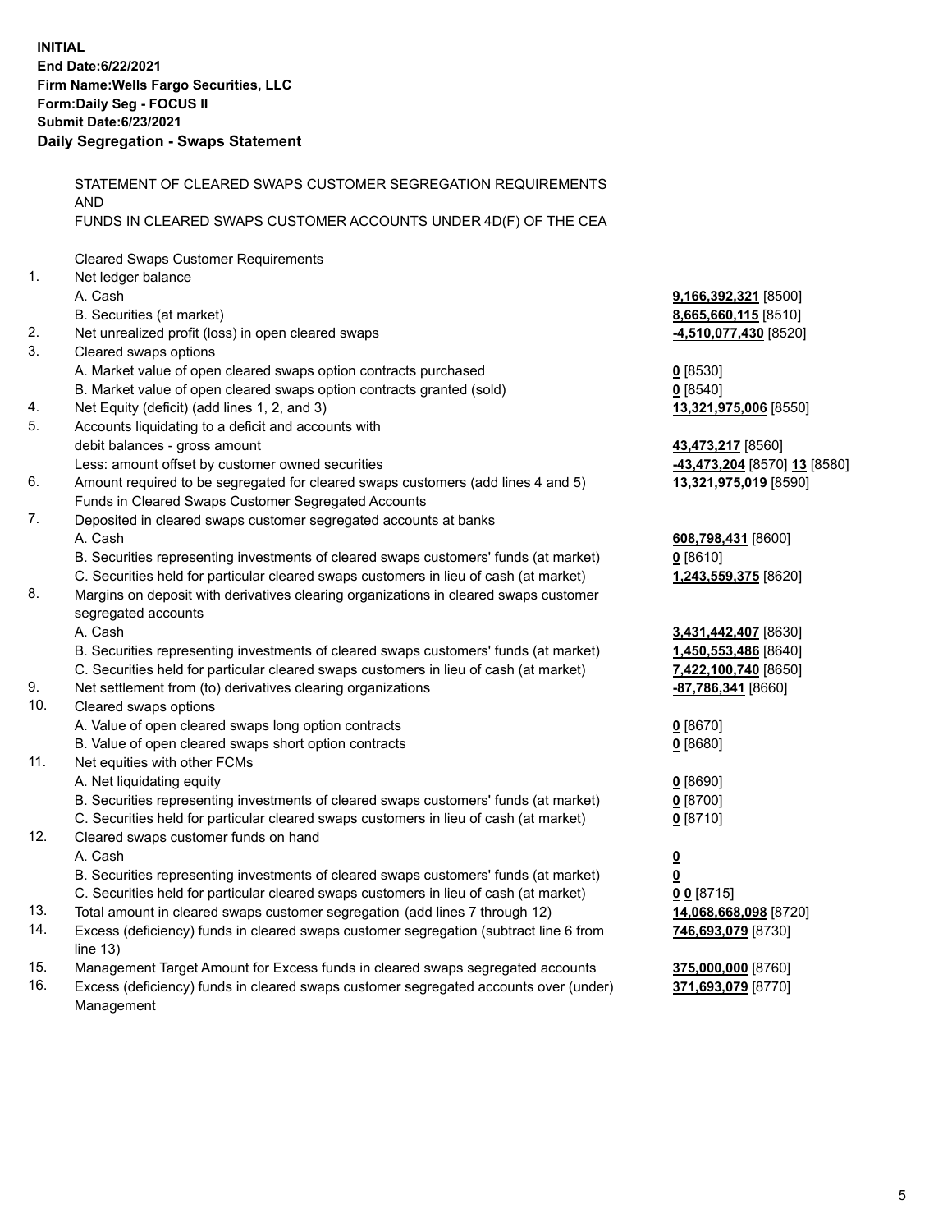**INITIAL**
**End Date:6/22/2021**
**Firm Name:Wells Fargo Securities, LLC**
**Form:Daily Seg - FOCUS II**
**Submit Date:6/23/2021**
**Daily Segregation - Swaps Statement**

STATEMENT OF CLEARED SWAPS CUSTOMER SEGREGATION REQUIREMENTS AND FUNDS IN CLEARED SWAPS CUSTOMER ACCOUNTS UNDER 4D(F) OF THE CEA

| | | |
|---|---|---|
| | Cleared Swaps Customer Requirements | |
| 1. | Net ledger balance | |
| | A. Cash | **9,166,392,321** [8500] |
| | B. Securities (at market) | **8,665,660,115** [8510] |
| 2. | Net unrealized profit (loss) in open cleared swaps | **-4,510,077,430** [8520] |
| 3. | Cleared swaps options | |
| | A. Market value of open cleared swaps option contracts purchased | **0** [8530] |
| | B. Market value of open cleared swaps option contracts granted (sold) | **0** [8540] |
| 4. | Net Equity (deficit) (add lines 1, 2, and 3) | **13,321,975,006** [8550] |
| 5. | Accounts liquidating to a deficit and accounts with debit balances - gross amount | **43,473,217** [8560] |
| | Less: amount offset by customer owned securities | **-43,473,204** [8570] **13** [8580] |
| 6. | Amount required to be segregated for cleared swaps customers (add lines 4 and 5) | **13,321,975,019** [8590] |
| | Funds in Cleared Swaps Customer Segregated Accounts | |
| 7. | Deposited in cleared swaps customer segregated accounts at banks | |
| | A. Cash | **608,798,431** [8600] |
| | B. Securities representing investments of cleared swaps customers' funds (at market) | **0** [8610] |
| | C. Securities held for particular cleared swaps customers in lieu of cash (at market) | **1,243,559,375** [8620] |
| 8. | Margins on deposit with derivatives clearing organizations in cleared swaps customer segregated accounts | |
| | A. Cash | **3,431,442,407** [8630] |
| | B. Securities representing investments of cleared swaps customers' funds (at market) | **1,450,553,486** [8640] |
| | C. Securities held for particular cleared swaps customers in lieu of cash (at market) | **7,422,100,740** [8650] |
| 9. | Net settlement from (to) derivatives clearing organizations | **-87,786,341** [8660] |
| 10. | Cleared swaps options | |
| | A. Value of open cleared swaps long option contracts | **0** [8670] |
| | B. Value of open cleared swaps short option contracts | **0** [8680] |
| 11. | Net equities with other FCMs | |
| | A. Net liquidating equity | **0** [8690] |
| | B. Securities representing investments of cleared swaps customers' funds (at market) | **0** [8700] |
| | C. Securities held for particular cleared swaps customers in lieu of cash (at market) | **0** [8710] |
| 12. | Cleared swaps customer funds on hand | |
| | A. Cash | **0** |
| | B. Securities representing investments of cleared swaps customers' funds (at market) | **0** |
| | C. Securities held for particular cleared swaps customers in lieu of cash (at market) | **0** **0** [8715] |
| 13. | Total amount in cleared swaps customer segregation (add lines 7 through 12) | **14,068,668,098** [8720] |
| 14. | Excess (deficiency) funds in cleared swaps customer segregation (subtract line 6 from line 13) | **746,693,079** [8730] |
| 15. | Management Target Amount for Excess funds in cleared swaps segregated accounts | **375,000,000** [8760] |
| 16. | Excess (deficiency) funds in cleared swaps customer segregated accounts over (under) Management | **371,693,079** [8770] |